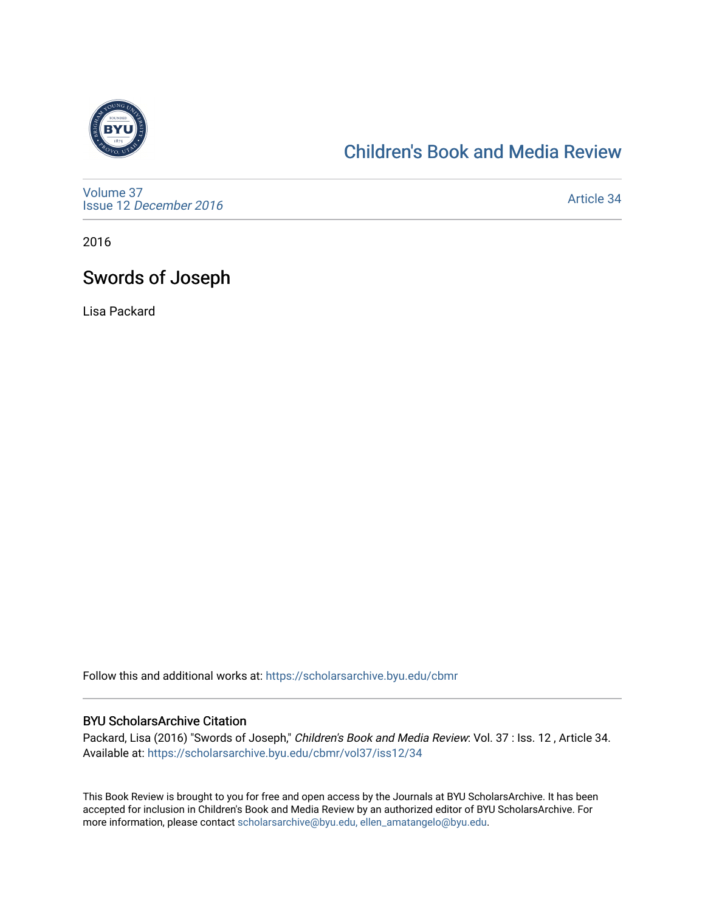Children's Book and Media Review

Volume 37
Issue 12 *December 2016*

Article 34

2016

# Swords of Joseph

Lisa Packard

Follow this and additional works at: https://scholarsarchive.byu.edu/cbmr

## BYU ScholarsArchive Citation

Packard, Lisa (2016) "Swords of Joseph," *Children's Book and Media Review*: Vol. 37 : Iss. 12 , Article 34.
Available at: https://scholarsarchive.byu.edu/cbmr/vol37/iss12/34

This Book Review is brought to you for free and open access by the Journals at BYU ScholarsArchive. It has been accepted for inclusion in Children's Book and Media Review by an authorized editor of BYU ScholarsArchive. For more information, please contact scholarsarchive@byu.edu, ellen_amatangelo@byu.edu.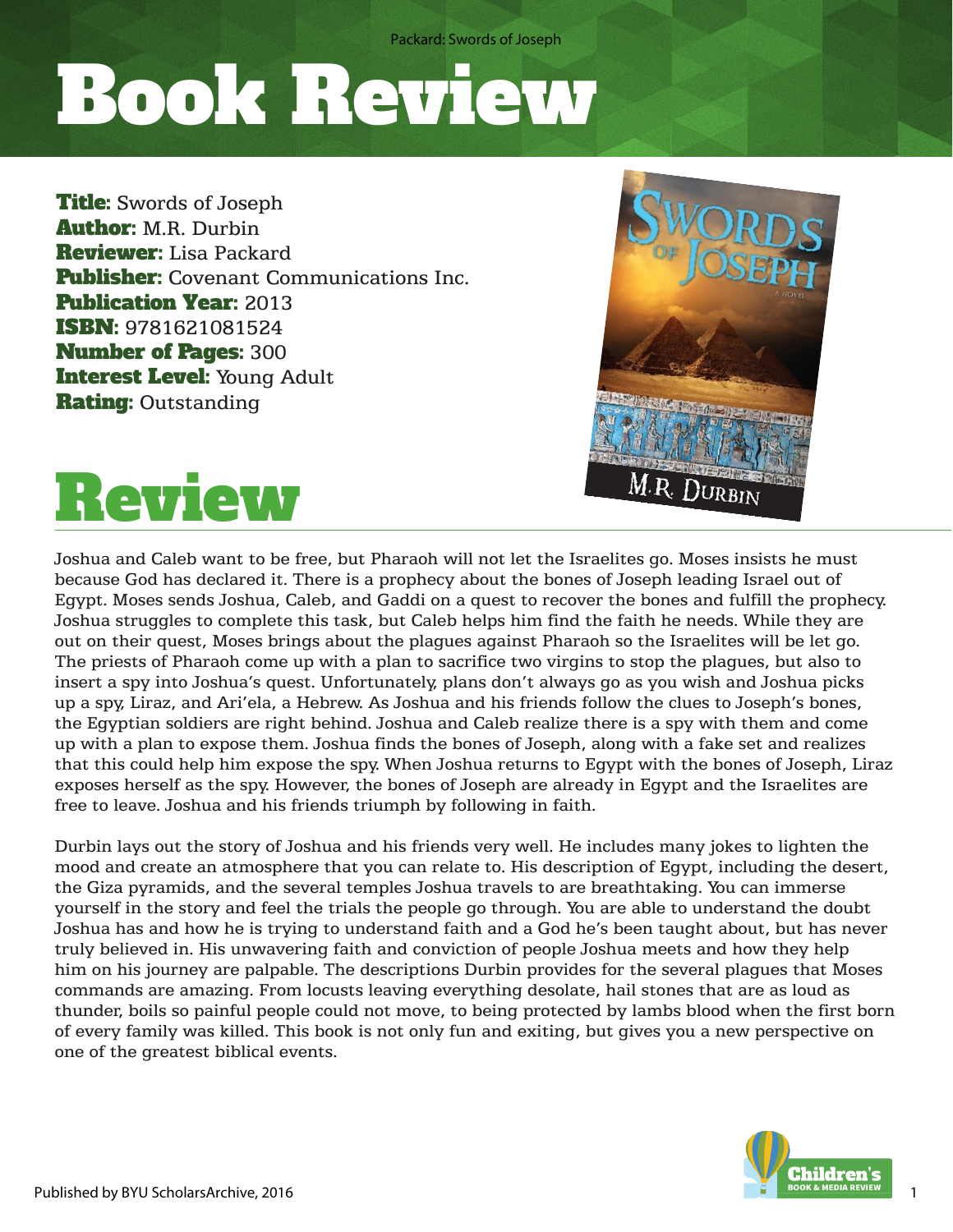# Book Review

**Title**: Swords of Joseph
**Author**: M.R. Durbin
**Reviewer:** Lisa Packard
**Publisher:** Covenant Communications Inc.
**Publication Year**: 2013
**ISBN**: 9781621081524
**Number of Pages**: 300
**Interest Level**: Young Adult
**Rating:** Outstanding

# Review

Joshua and Caleb want to be free, but Pharaoh will not let the Israelites go. Moses insists he must because God has declared it. There is a prophecy about the bones of Joseph leading Israel out of Egypt. Moses sends Joshua, Caleb, and Gaddi on a quest to recover the bones and fulfill the prophecy. Joshua struggles to complete this task, but Caleb helps him find the faith he needs. While they are out on their quest, Moses brings about the plagues against Pharaoh so the Israelites will be let go. The priests of Pharaoh come up with a plan to sacrifice two virgins to stop the plagues, but also to insert a spy into Joshua's quest. Unfortunately, plans don't always go as you wish and Joshua picks up a spy, Liraz, and Ari'ela, a Hebrew. As Joshua and his friends follow the clues to Joseph's bones, the Egyptian soldiers are right behind. Joshua and Caleb realize there is a spy with them and come up with a plan to expose them. Joshua finds the bones of Joseph, along with a fake set and realizes that this could help him expose the spy. When Joshua returns to Egypt with the bones of Joseph, Liraz exposes herself as the spy. However, the bones of Joseph are already in Egypt and the Israelites are free to leave. Joshua and his friends triumph by following in faith.

Durbin lays out the story of Joshua and his friends very well. He includes many jokes to lighten the mood and create an atmosphere that you can relate to. His description of Egypt, including the desert, the Giza pyramids, and the several temples Joshua travels to are breathtaking. You can immerse yourself in the story and feel the trials the people go through. You are able to understand the doubt Joshua has and how he is trying to understand faith and a God he's been taught about, but has never truly believed in. His unwavering faith and conviction of people Joshua meets and how they help him on his journey are palpable. The descriptions Durbin provides for the several plagues that Moses commands are amazing. From locusts leaving everything desolate, hail stones that are as loud as thunder, boils so painful people could not move, to being protected by lambs blood when the first born of every family was killed. This book is not only fun and exiting, but gives you a new perspective on one of the greatest biblical events.